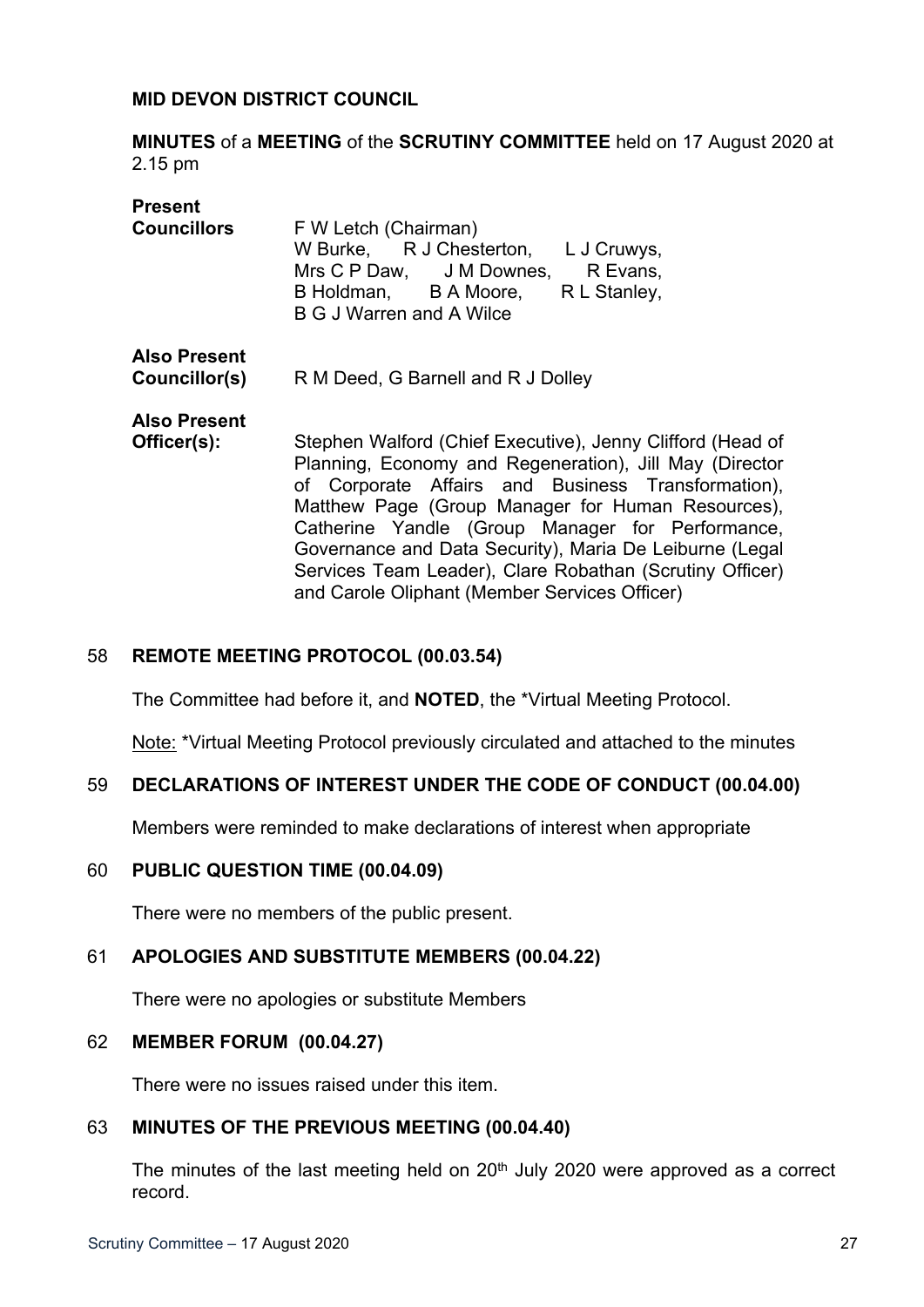**MID DEVON DISTRICT COUNCIL**

**MINUTES** of a **MEETING** of the **SCRUTINY COMMITTEE** held on 17 August 2020 at 2.15 pm

**Present**

**Councillors** F W Letch (Chairman)
W Burke, R J Chesterton, L J Cruwys, Mrs C P Daw, J M Downes, R Evans, B Holdman, B A Moore, R L Stanley, B G J Warren and A Wilce

**Also Present Councillor(s)** R M Deed, G Barnell and R J Dolley

**Also Present Officer(s):** Stephen Walford (Chief Executive), Jenny Clifford (Head of Planning, Economy and Regeneration), Jill May (Director of Corporate Affairs and Business Transformation), Matthew Page (Group Manager for Human Resources), Catherine Yandle (Group Manager for Performance, Governance and Data Security), Maria De Leiburne (Legal Services Team Leader), Clare Robathan (Scrutiny Officer) and Carole Oliphant (Member Services Officer)

### 58 REMOTE MEETING PROTOCOL (00.03.54)

The Committee had before it, and **NOTED**, the *Virtual Meeting Protocol.

Note: *Virtual Meeting Protocol previously circulated and attached to the minutes

### 59 DECLARATIONS OF INTEREST UNDER THE CODE OF CONDUCT (00.04.00)

Members were reminded to make declarations of interest when appropriate

### 60 PUBLIC QUESTION TIME (00.04.09)

There were no members of the public present.

### 61 APOLOGIES AND SUBSTITUTE MEMBERS (00.04.22)

There were no apologies or substitute Members

### 62 MEMBER FORUM (00.04.27)

There were no issues raised under this item.

### 63 MINUTES OF THE PREVIOUS MEETING (00.04.40)

The minutes of the last meeting held on 20th July 2020 were approved as a correct record.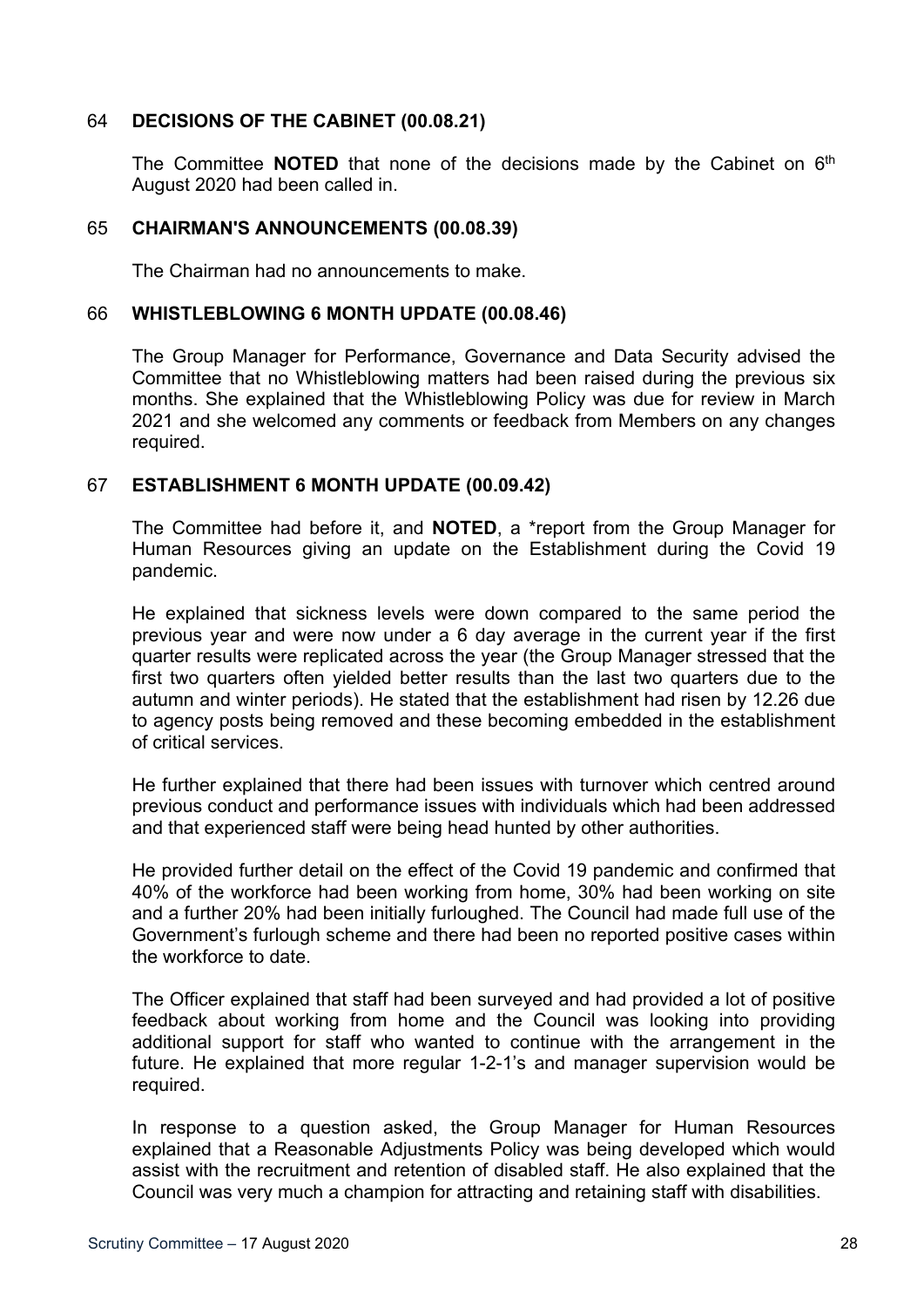## 64 **DECISIONS OF THE CABINET (00.08.21)**

The Committee **NOTED** that none of the decisions made by the Cabinet on 6th August 2020 had been called in.

## 65 **CHAIRMAN'S ANNOUNCEMENTS (00.08.39)**

The Chairman had no announcements to make.

## 66 **WHISTLEBLOWING 6 MONTH UPDATE (00.08.46)**

The Group Manager for Performance, Governance and Data Security advised the Committee that no Whistleblowing matters had been raised during the previous six months. She explained that the Whistleblowing Policy was due for review in March 2021 and she welcomed any comments or feedback from Members on any changes required.

## 67 **ESTABLISHMENT 6 MONTH UPDATE (00.09.42)**

The Committee had before it, and **NOTED**, a *report from the Group Manager for Human Resources giving an update on the Establishment during the Covid 19 pandemic.

He explained that sickness levels were down compared to the same period the previous year and were now under a 6 day average in the current year if the first quarter results were replicated across the year (the Group Manager stressed that the first two quarters often yielded better results than the last two quarters due to the autumn and winter periods). He stated that the establishment had risen by 12.26 due to agency posts being removed and these becoming embedded in the establishment of critical services.

He further explained that there had been issues with turnover which centred around previous conduct and performance issues with individuals which had been addressed and that experienced staff were being head hunted by other authorities.

He provided further detail on the effect of the Covid 19 pandemic and confirmed that 40% of the workforce had been working from home, 30% had been working on site and a further 20% had been initially furloughed. The Council had made full use of the Government's furlough scheme and there had been no reported positive cases within the workforce to date.

The Officer explained that staff had been surveyed and had provided a lot of positive feedback about working from home and the Council was looking into providing additional support for staff who wanted to continue with the arrangement in the future. He explained that more regular 1-2-1's and manager supervision would be required.

In response to a question asked, the Group Manager for Human Resources explained that a Reasonable Adjustments Policy was being developed which would assist with the recruitment and retention of disabled staff. He also explained that the Council was very much a champion for attracting and retaining staff with disabilities.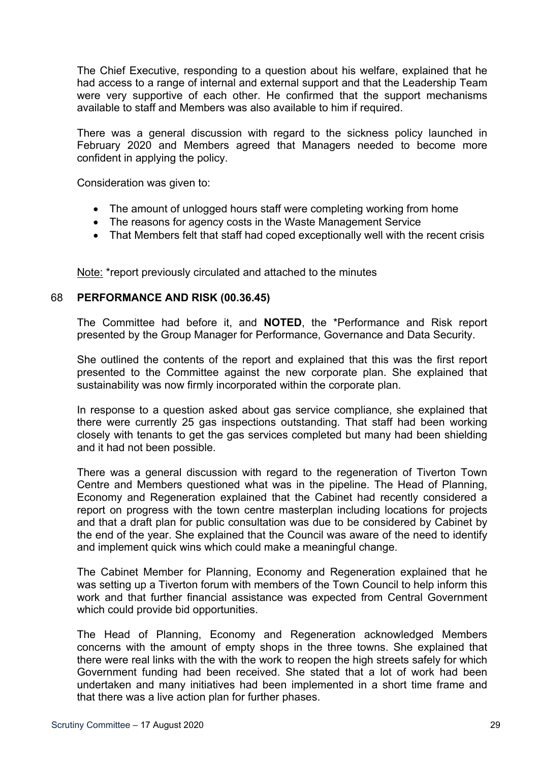The Chief Executive, responding to a question about his welfare, explained that he had access to a range of internal and external support and that the Leadership Team were very supportive of each other. He confirmed that the support mechanisms available to staff and Members was also available to him if required.

There was a general discussion with regard to the sickness policy launched in February 2020 and Members agreed that Managers needed to become more confident in applying the policy.

Consideration was given to:

- The amount of unlogged hours staff were completing working from home
- The reasons for agency costs in the Waste Management Service
- That Members felt that staff had coped exceptionally well with the recent crisis

Note: *report previously circulated and attached to the minutes

## 68 PERFORMANCE AND RISK (00.36.45)

The Committee had before it, and **NOTED**, the *Performance and Risk report presented by the Group Manager for Performance, Governance and Data Security.

She outlined the contents of the report and explained that this was the first report presented to the Committee against the new corporate plan. She explained that sustainability was now firmly incorporated within the corporate plan.

In response to a question asked about gas service compliance, she explained that there were currently 25 gas inspections outstanding. That staff had been working closely with tenants to get the gas services completed but many had been shielding and it had not been possible.

There was a general discussion with regard to the regeneration of Tiverton Town Centre and Members questioned what was in the pipeline. The Head of Planning, Economy and Regeneration explained that the Cabinet had recently considered a report on progress with the town centre masterplan including locations for projects and that a draft plan for public consultation was due to be considered by Cabinet by the end of the year. She explained that the Council was aware of the need to identify and implement quick wins which could make a meaningful change.

The Cabinet Member for Planning, Economy and Regeneration explained that he was setting up a Tiverton forum with members of the Town Council to help inform this work and that further financial assistance was expected from Central Government which could provide bid opportunities.

The Head of Planning, Economy and Regeneration acknowledged Members concerns with the amount of empty shops in the three towns. She explained that there were real links with the with the work to reopen the high streets safely for which Government funding had been received. She stated that a lot of work had been undertaken and many initiatives had been implemented in a short time frame and that there was a live action plan for further phases.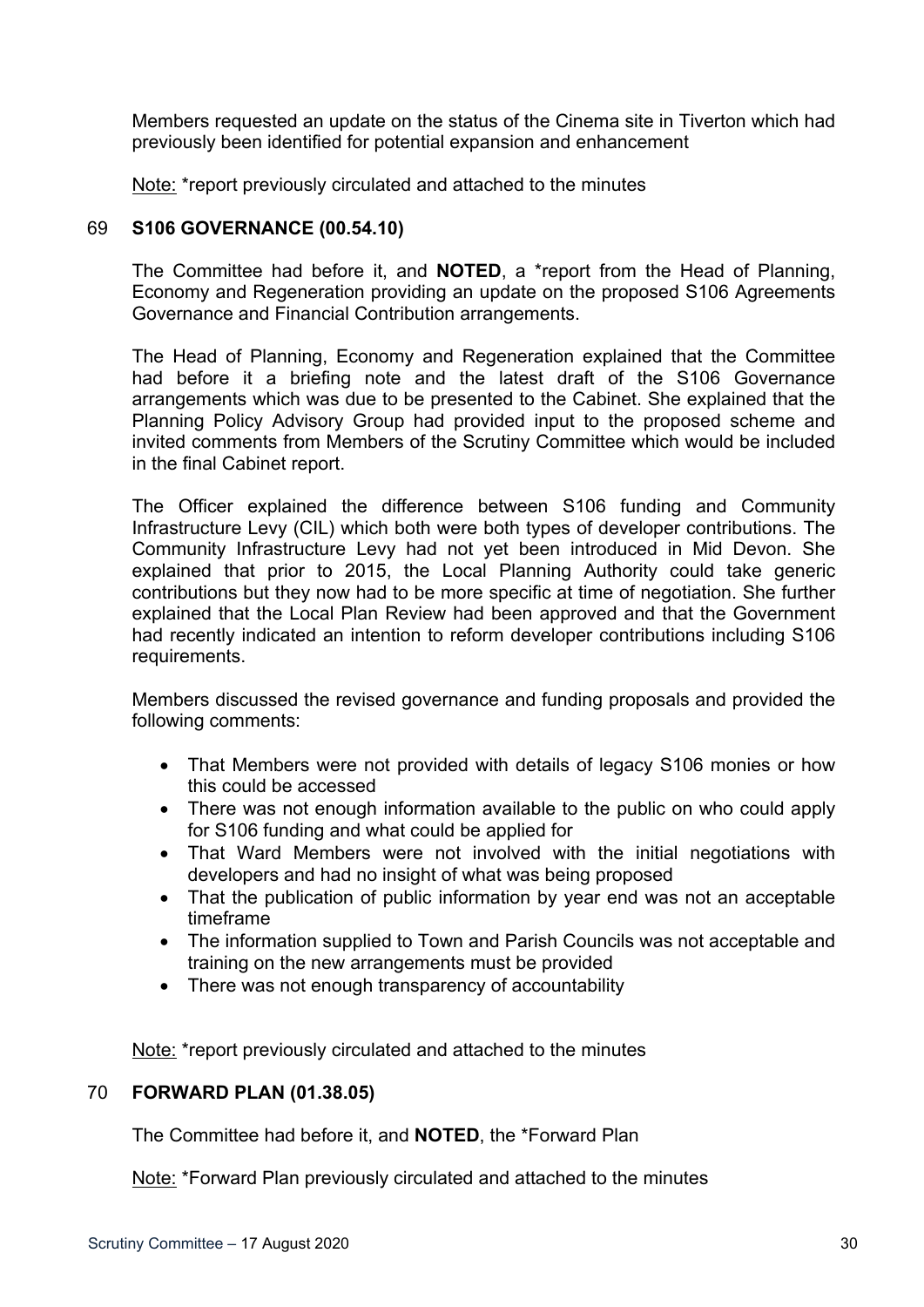Members requested an update on the status of the Cinema site in Tiverton which had previously been identified for potential expansion and enhancement

Note: *report previously circulated and attached to the minutes

### 69 S106 GOVERNANCE (00.54.10)

The Committee had before it, and **NOTED**, a *report from the Head of Planning, Economy and Regeneration providing an update on the proposed S106 Agreements Governance and Financial Contribution arrangements.

The Head of Planning, Economy and Regeneration explained that the Committee had before it a briefing note and the latest draft of the S106 Governance arrangements which was due to be presented to the Cabinet. She explained that the Planning Policy Advisory Group had provided input to the proposed scheme and invited comments from Members of the Scrutiny Committee which would be included in the final Cabinet report.

The Officer explained the difference between S106 funding and Community Infrastructure Levy (CIL) which both were both types of developer contributions. The Community Infrastructure Levy had not yet been introduced in Mid Devon. She explained that prior to 2015, the Local Planning Authority could take generic contributions but they now had to be more specific at time of negotiation. She further explained that the Local Plan Review had been approved and that the Government had recently indicated an intention to reform developer contributions including S106 requirements.

Members discussed the revised governance and funding proposals and provided the following comments:

- That Members were not provided with details of legacy S106 monies or how this could be accessed
- There was not enough information available to the public on who could apply for S106 funding and what could be applied for
- That Ward Members were not involved with the initial negotiations with developers and had no insight of what was being proposed
- That the publication of public information by year end was not an acceptable timeframe
- The information supplied to Town and Parish Councils was not acceptable and training on the new arrangements must be provided
- There was not enough transparency of accountability

Note: *report previously circulated and attached to the minutes

### 70 FORWARD PLAN (01.38.05)

The Committee had before it, and **NOTED**, the *Forward Plan

Note: *Forward Plan previously circulated and attached to the minutes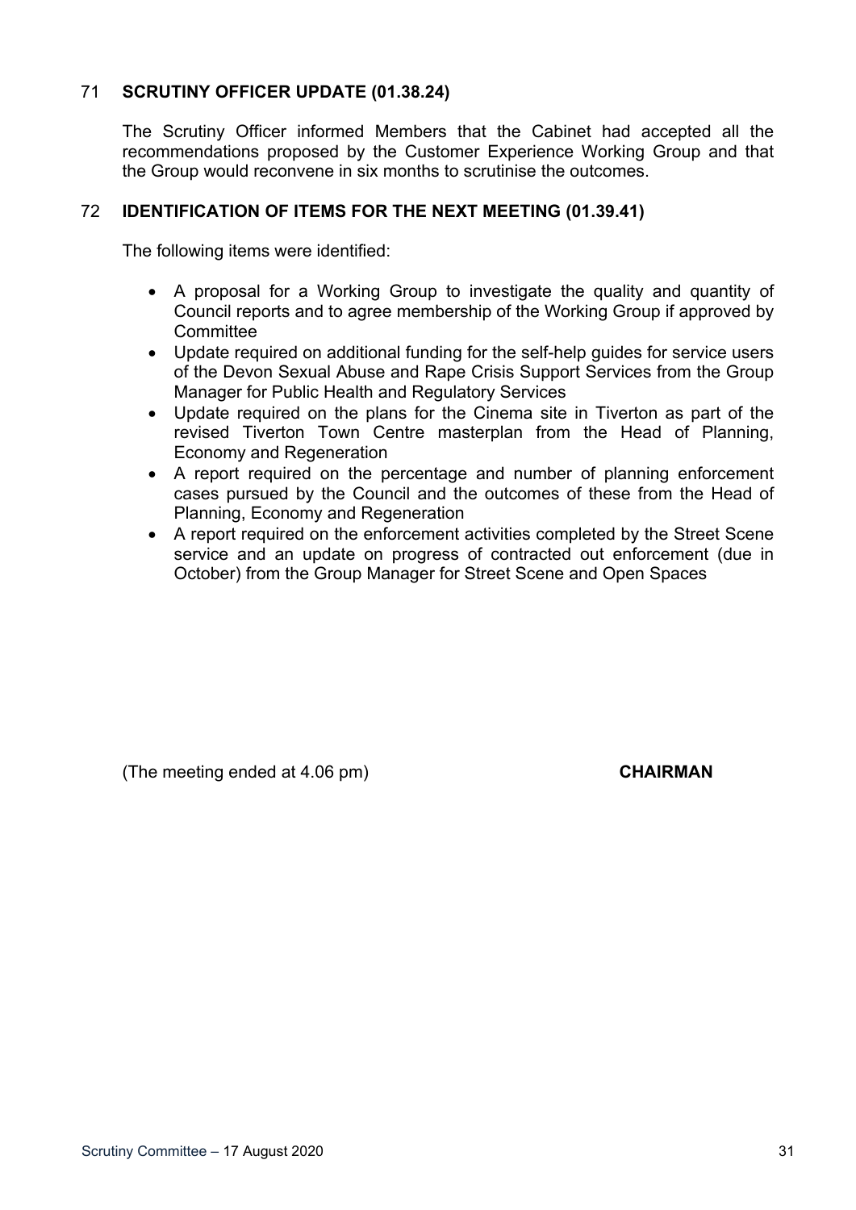### 71 SCRUTINY OFFICER UPDATE (01.38.24)

The Scrutiny Officer informed Members that the Cabinet had accepted all the recommendations proposed by the Customer Experience Working Group and that the Group would reconvene in six months to scrutinise the outcomes.

### 72 IDENTIFICATION OF ITEMS FOR THE NEXT MEETING (01.39.41)

The following items were identified:

- A proposal for a Working Group to investigate the quality and quantity of Council reports and to agree membership of the Working Group if approved by Committee
- Update required on additional funding for the self-help guides for service users of the Devon Sexual Abuse and Rape Crisis Support Services from the Group Manager for Public Health and Regulatory Services
- Update required on the plans for the Cinema site in Tiverton as part of the revised Tiverton Town Centre masterplan from the Head of Planning, Economy and Regeneration
- A report required on the percentage and number of planning enforcement cases pursued by the Council and the outcomes of these from the Head of Planning, Economy and Regeneration
- A report required on the enforcement activities completed by the Street Scene service and an update on progress of contracted out enforcement (due in October) from the Group Manager for Street Scene and Open Spaces

(The meeting ended at 4.06 pm) **CHAIRMAN**